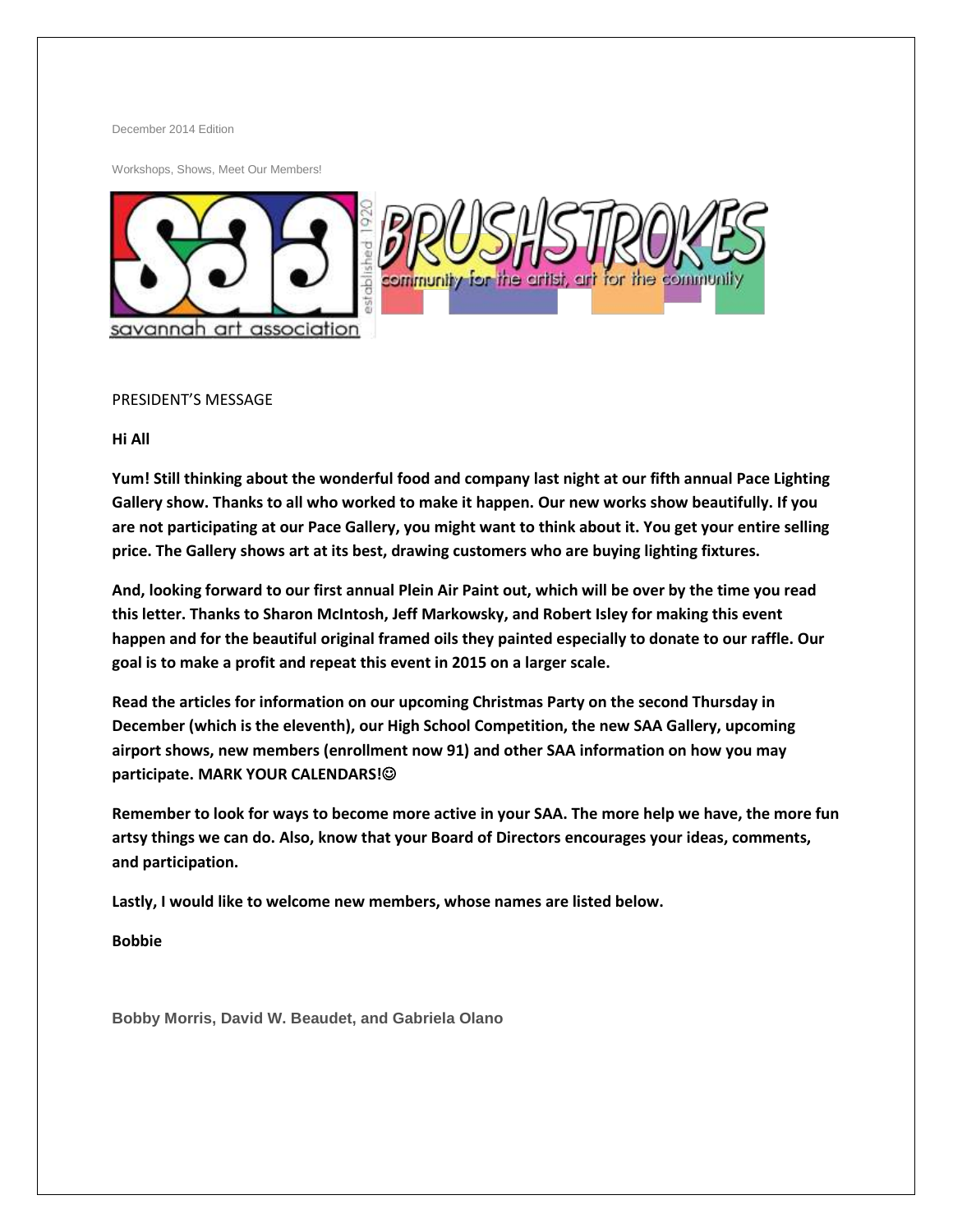December 2014 Edition

Workshops, Shows, Meet Our Members!

savannah art association — established 1920

BRUSHSTROKES

community for the artist, art for the community

PRESIDENT'S MESSAGE

**Hi All**

**Yum! Still thinking about the wonderful food and company last night at our fifth annual Pace Lighting Gallery show. Thanks to all who worked to make it happen. Our new works show beautifully. If you are not participating at our Pace Gallery, you might want to think about it. You get your entire selling price. The Gallery shows art at its best, drawing customers who are buying lighting fixtures.**

**And, looking forward to our first annual Plein Air Paint out, which will be over by the time you read this letter. Thanks to Sharon McIntosh, Jeff Markowsky, and Robert Isley for making this event happen and for the beautiful original framed oils they painted especially to donate to our raffle. Our goal is to make a profit and repeat this event in 2015 on a larger scale.**

**Read the articles for information on our upcoming Christmas Party on the second Thursday in December (which is the eleventh), our High School Competition, the new SAA Gallery, upcoming airport shows, new members (enrollment now 91) and other SAA information on how you may participate. MARK YOUR CALENDARS!☺**

**Remember to look for ways to become more active in your SAA. The more help we have, the more fun artsy things we can do. Also, know that your Board of Directors encourages your ideas, comments, and participation.**

**Lastly, I would like to welcome new members, whose names are listed below.**

**Bobbie**

**Bobby Morris, David W. Beaudet, and Gabriela Olano**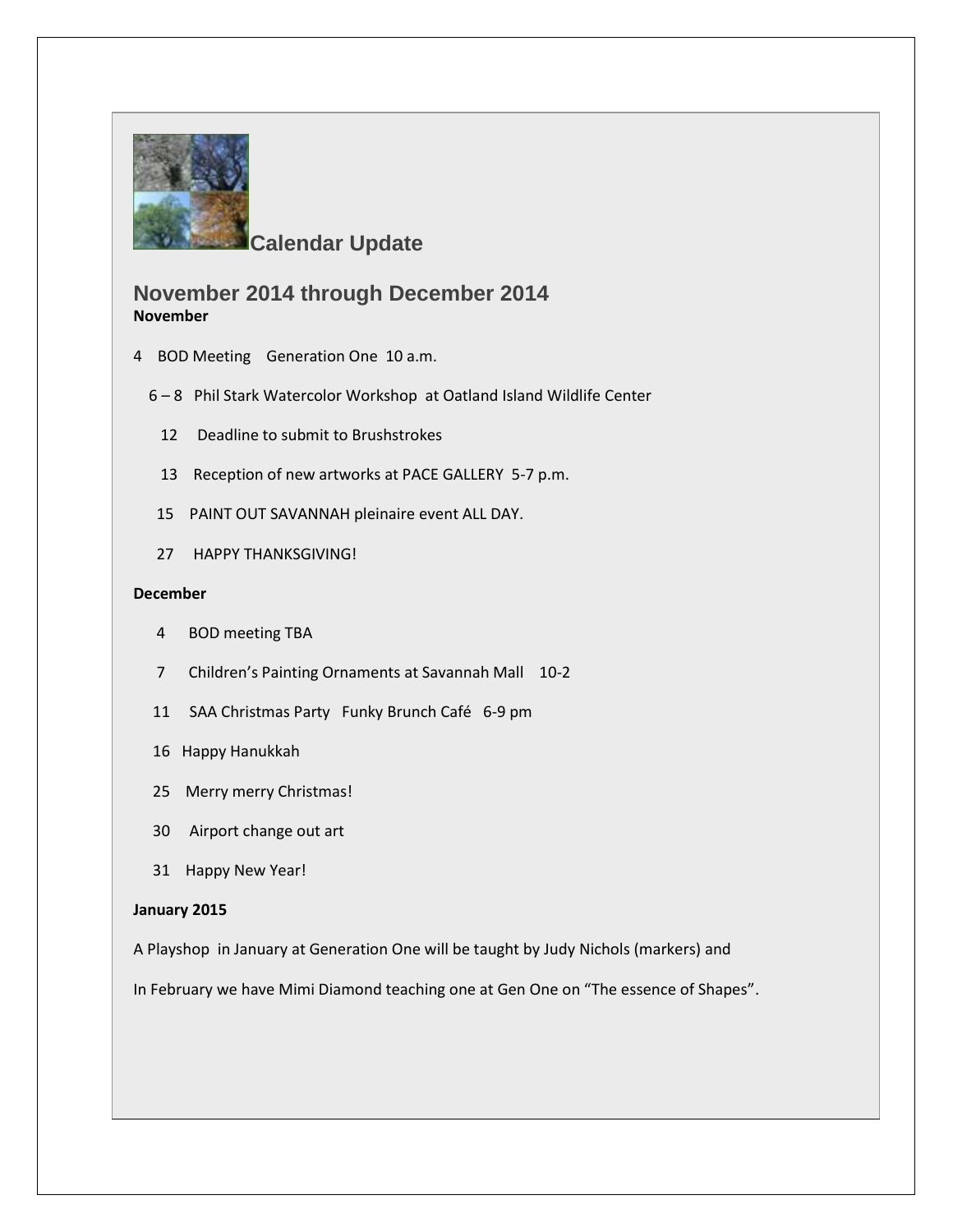## Calendar Update

## November 2014 through December 2014

**November**

4 BOD Meeting Generation One 10 a.m.

6 – 8 Phil Stark Watercolor Workshop at Oatland Island Wildlife Center

12 Deadline to submit to Brushstrokes

13 Reception of new artworks at PACE GALLERY 5-7 p.m.

15 PAINT OUT SAVANNAH pleinaire event ALL DAY.

27 HAPPY THANKSGIVING!

**December**

4 BOD meeting TBA

7 Children's Painting Ornaments at Savannah Mall 10-2

11 SAA Christmas Party Funky Brunch Café 6-9 pm

16 Happy Hanukkah

25 Merry merry Christmas!

30 Airport change out art

31 Happy New Year!

**January 2015**

A Playshop in January at Generation One will be taught by Judy Nichols (markers) and

In February we have Mimi Diamond teaching one at Gen One on "The essence of Shapes".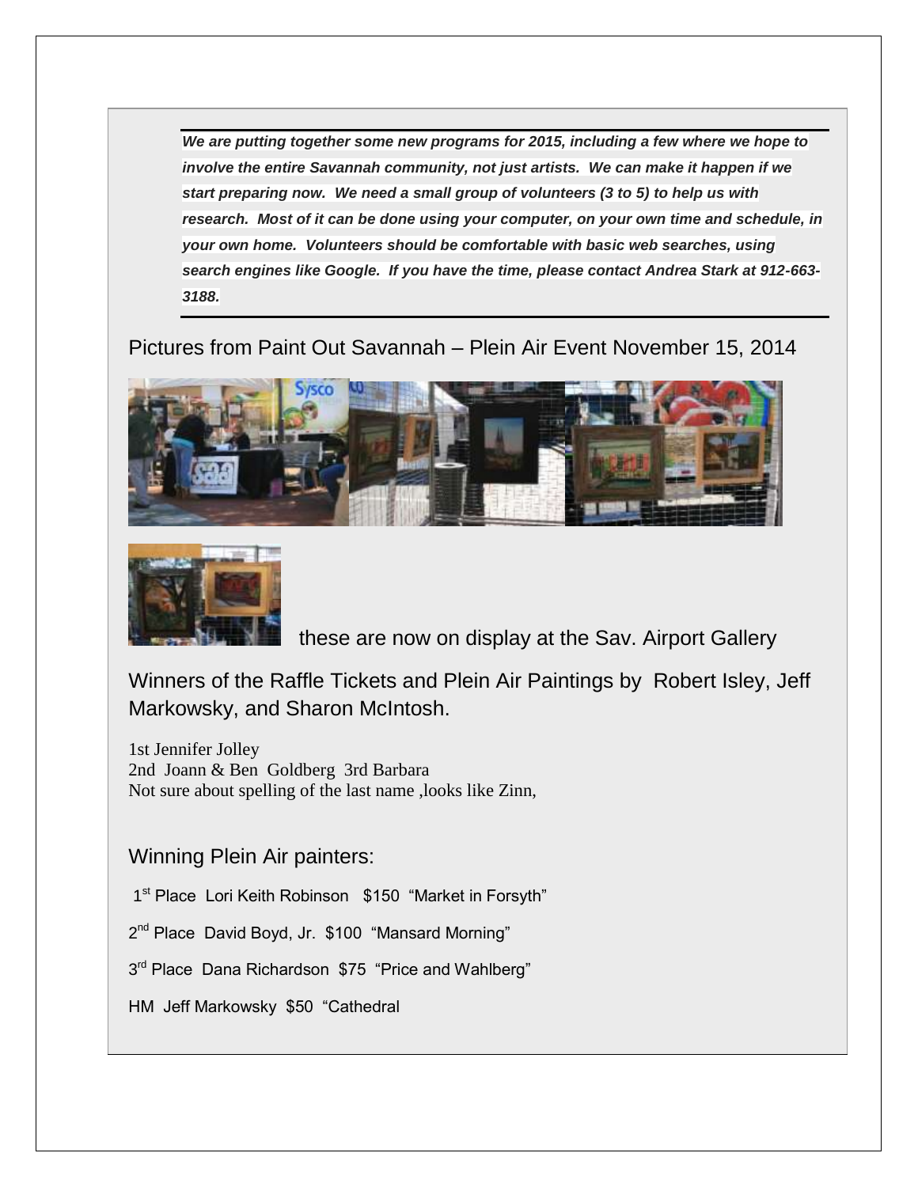*We are putting together some new programs for 2015, including a few where we hope to involve the entire Savannah community, not just artists. We can make it happen if we start preparing now. We need a small group of volunteers (3 to 5) to help us with research. Most of it can be done using your computer, on your own time and schedule, in your own home. Volunteers should be comfortable with basic web searches, using search engines like Google. If you have the time, please contact Andrea Stark at 912-663-3188.*

Pictures from Paint Out Savannah – Plein Air Event November 15, 2014

these are now on display at the Sav. Airport Gallery

Winners of the Raffle Tickets and Plein Air Paintings by Robert Isley, Jeff Markowsky, and Sharon McIntosh.

1st Jennifer Jolley
2nd Joann & Ben Goldberg 3rd Barbara
Not sure about spelling of the last name ,looks like Zinn,

Winning Plein Air painters:

1st Place Lori Keith Robinson $150 "Market in Forsyth"

2nd Place David Boyd, Jr. $100 "Mansard Morning"

3rd Place Dana Richardson $75 "Price and Wahlberg"

HM Jeff Markowsky $50 "Cathedral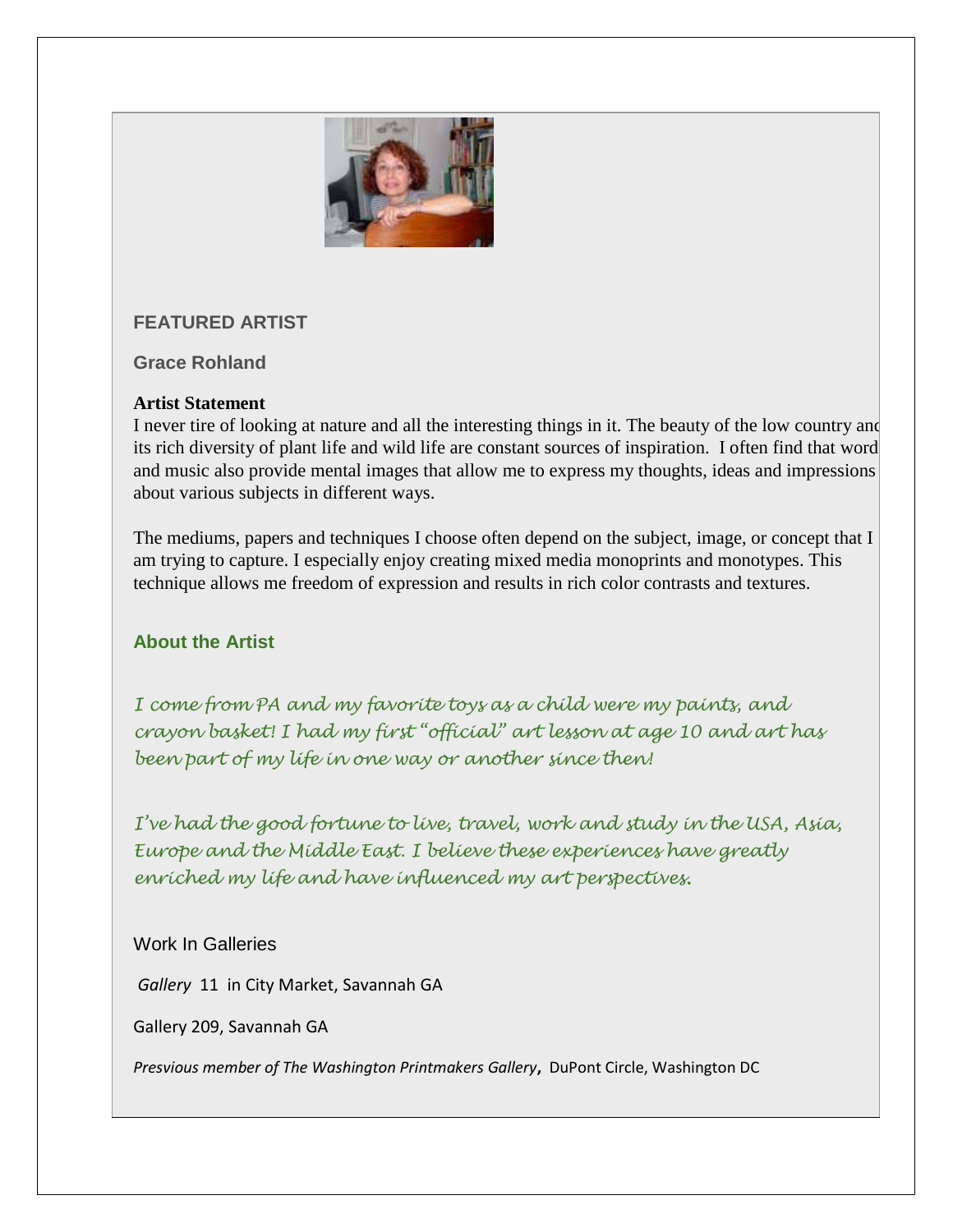## FEATURED ARTIST

### Grace Rohland

**Artist Statement**

I never tire of looking at nature and all the interesting things in it. The beauty of the low country and its rich diversity of plant life and wild life are constant sources of inspiration. I often find that words and music also provide mental images that allow me to express my thoughts, ideas and impressions about various subjects in different ways.

The mediums, papers and techniques I choose often depend on the subject, image, or concept that I am trying to capture. I especially enjoy creating mixed media monoprints and monotypes. This technique allows me freedom of expression and results in rich color contrasts and textures.

### About the Artist

*I come from PA and my favorite toys as a child were my paints, and crayon basket! I had my first "official" art lesson at age 10 and art has been part of my life in one way or another since then!*

*I've had the good fortune to live, travel, work and study in the USA, Asia, Europe and the Middle East. I believe these experiences have greatly enriched my life and have influenced my art perspectives.*

Work In Galleries

*Gallery* 11 in City Market, Savannah GA

Gallery 209, Savannah GA

*Presvious member of The Washington Printmakers Gallery*, DuPont Circle, Washington DC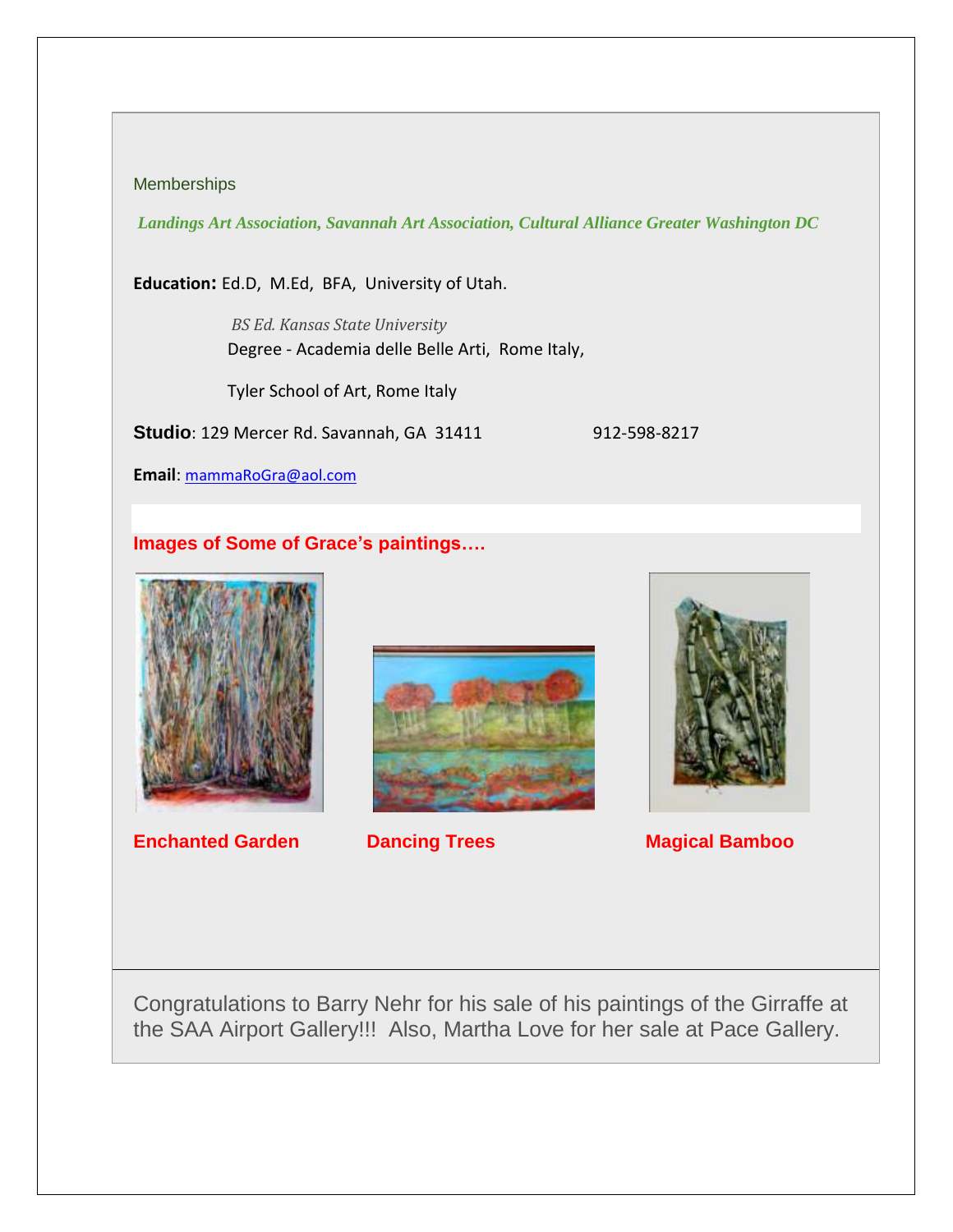Memberships

*Landings Art Association, Savannah Art Association, Cultural Alliance Greater Washington DC*

**Education:** Ed.D, M.Ed, BFA, University of Utah.

*BS Ed. Kansas State University*

Degree - Academia delle Belle Arti, Rome Italy,

Tyler School of Art, Rome Italy

**Studio**: 129 Mercer Rd. Savannah, GA 31411 912-598-8217

**Email**: mammaRoGra@aol.com

**Images of Some of Grace's paintings….**

**Enchanted Garden** **Dancing Trees** **Magical Bamboo**

Congratulations to Barry Nehr for his sale of his paintings of the Girraffe at the SAA Airport Gallery!!! Also, Martha Love for her sale at Pace Gallery.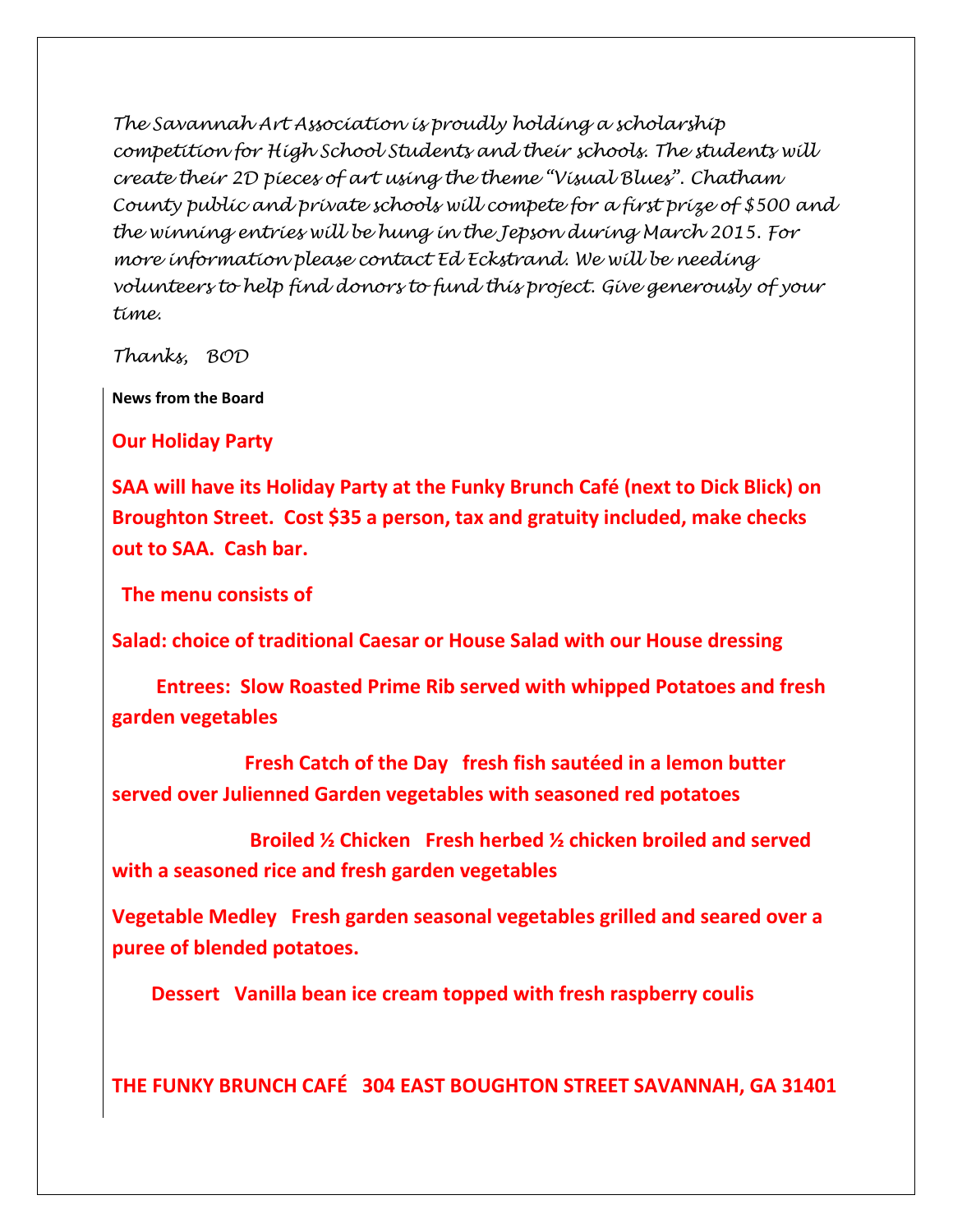*The Savannah Art Association is proudly holding a scholarship competition for High School Students and their schools. The students will create their 2D pieces of art using the theme "Visual Blues". Chatham County public and private schools will compete for a first prize of $500 and the winning entries will be hung in the Jepson during March 2015. For more information please contact Ed Eckstrand. We will be needing volunteers to help find donors to fund this project. Give generously of your time.*

*Thanks, BOD*

**News from the Board**

## Our Holiday Party

**SAA will have its Holiday Party at the Funky Brunch Café (next to Dick Blick) on Broughton Street. Cost $35 a person, tax and gratuity included, make checks out to SAA. Cash bar.**

**The menu consists of**

**Salad: choice of traditional Caesar or House Salad with our House dressing**

**Entrees: Slow Roasted Prime Rib served with whipped Potatoes and fresh garden vegetables**

**Fresh Catch of the Day fresh fish sautéed in a lemon butter served over Julienned Garden vegetables with seasoned red potatoes**

**Broiled ½ Chicken Fresh herbed ½ chicken broiled and served with a seasoned rice and fresh garden vegetables**

**Vegetable Medley Fresh garden seasonal vegetables grilled and seared over a puree of blended potatoes.**

**Dessert Vanilla bean ice cream topped with fresh raspberry coulis**

**THE FUNKY BRUNCH CAFÉ 304 EAST BOUGHTON STREET SAVANNAH, GA 31401**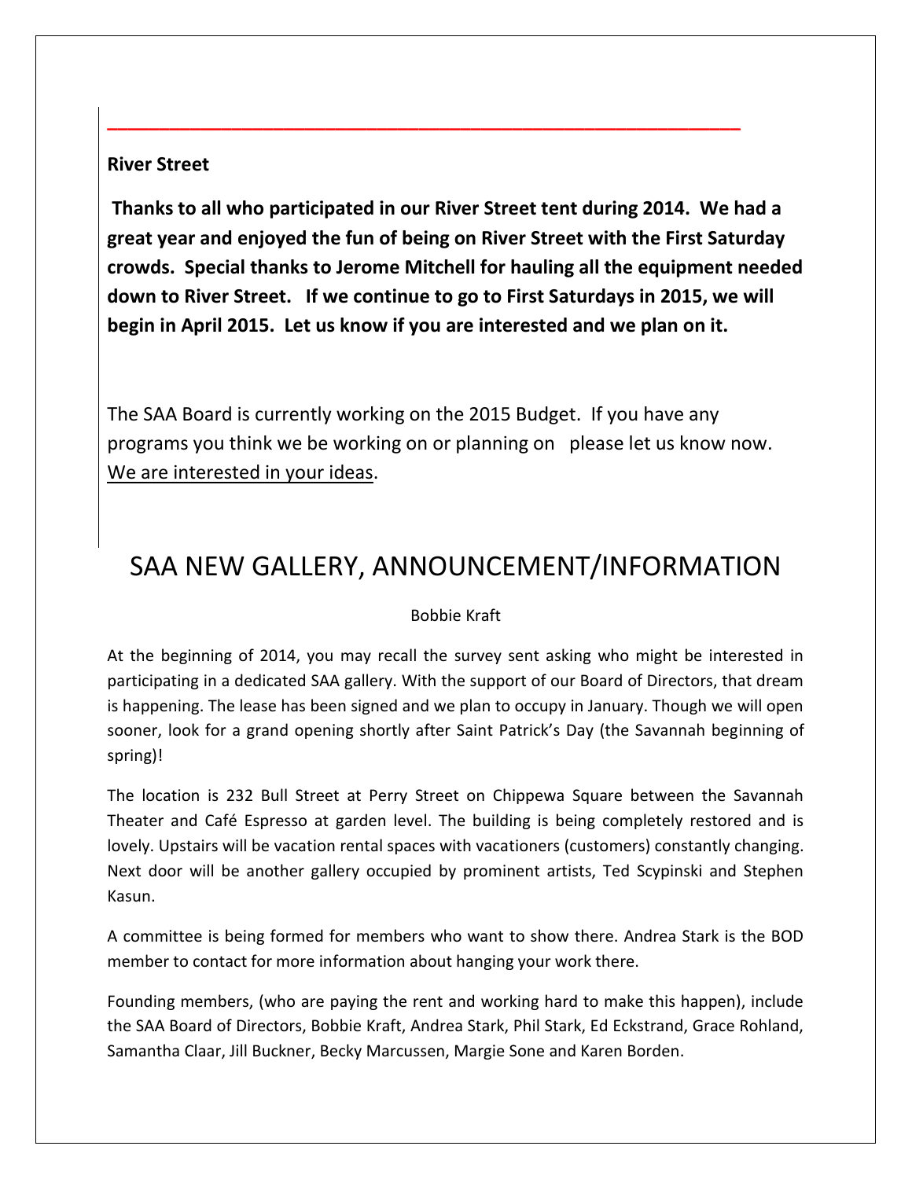**River Street**

**Thanks to all who participated in our River Street tent during 2014. We had a great year and enjoyed the fun of being on River Street with the First Saturday crowds. Special thanks to Jerome Mitchell for hauling all the equipment needed down to River Street. If we continue to go to First Saturdays in 2015, we will begin in April 2015. Let us know if you are interested and we plan on it.**

The SAA Board is currently working on the 2015 Budget. If you have any programs you think we be working on or planning on please let us know now. We are interested in your ideas.

# SAA NEW GALLERY, ANNOUNCEMENT/INFORMATION

Bobbie Kraft

At the beginning of 2014, you may recall the survey sent asking who might be interested in participating in a dedicated SAA gallery. With the support of our Board of Directors, that dream is happening. The lease has been signed and we plan to occupy in January. Though we will open sooner, look for a grand opening shortly after Saint Patrick's Day (the Savannah beginning of spring)!

The location is 232 Bull Street at Perry Street on Chippewa Square between the Savannah Theater and Café Espresso at garden level. The building is being completely restored and is lovely. Upstairs will be vacation rental spaces with vacationers (customers) constantly changing. Next door will be another gallery occupied by prominent artists, Ted Scypinski and Stephen Kasun.

A committee is being formed for members who want to show there. Andrea Stark is the BOD member to contact for more information about hanging your work there.

Founding members, (who are paying the rent and working hard to make this happen), include the SAA Board of Directors, Bobbie Kraft, Andrea Stark, Phil Stark, Ed Eckstrand, Grace Rohland, Samantha Claar, Jill Buckner, Becky Marcussen, Margie Sone and Karen Borden.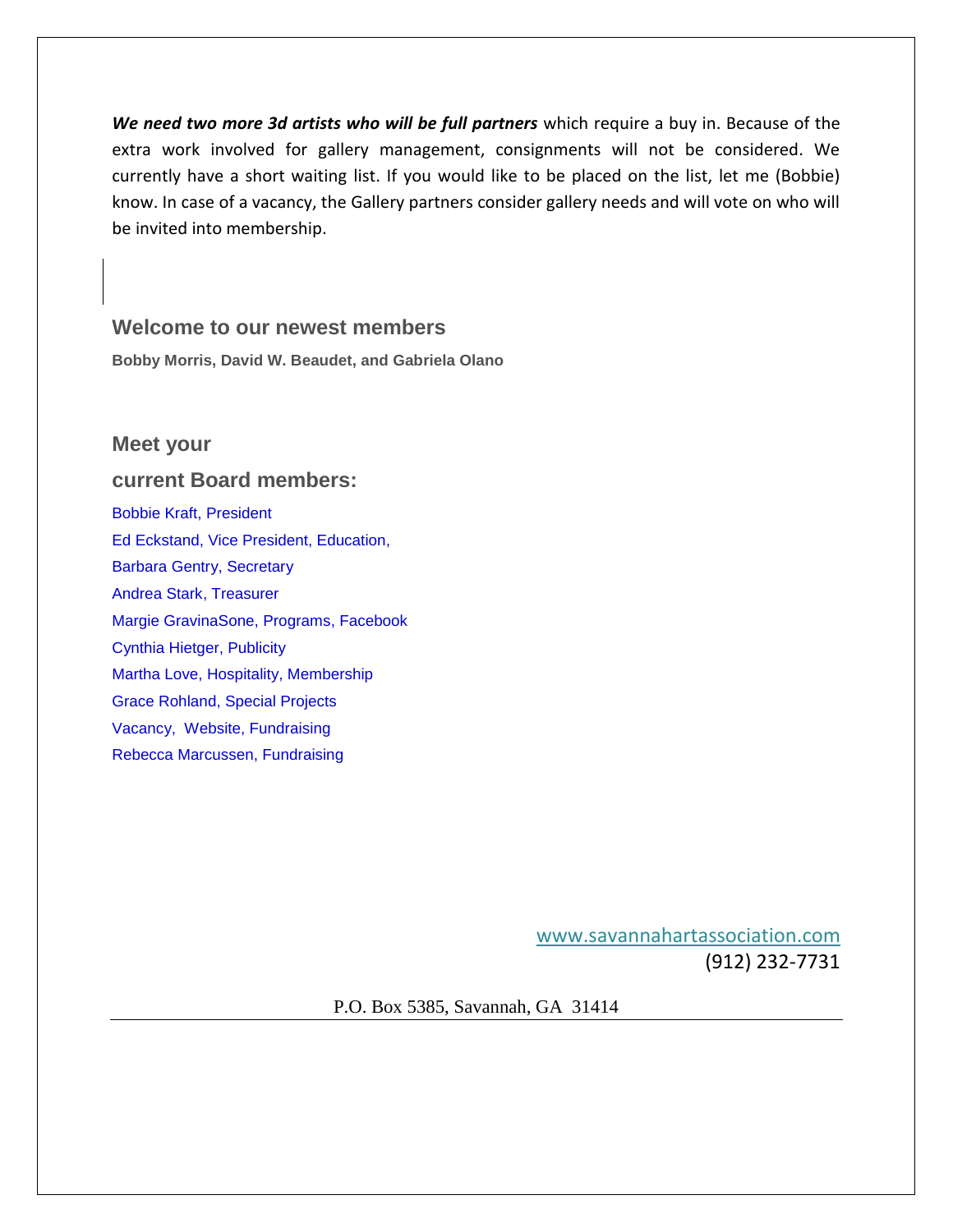***We need two more 3d artists who will be full partners*** which require a buy in. Because of the extra work involved for gallery management, consignments will not be considered. We currently have a short waiting list. If you would like to be placed on the list, let me (Bobbie) know. In case of a vacancy, the Gallery partners consider gallery needs and will vote on who will be invited into membership.

## Welcome to our newest members

**Bobby Morris, David W. Beaudet, and Gabriela Olano**

## Meet your current Board members:

Bobbie Kraft, President

Ed Eckstand, Vice President, Education,

Barbara Gentry, Secretary

Andrea Stark, Treasurer

Margie GravinaSone, Programs, Facebook

Cynthia Hietger, Publicity

Martha Love, Hospitality, Membership

Grace Rohland, Special Projects

Vacancy, Website, Fundraising

Rebecca Marcussen, Fundraising

www.savannahartassociation.com

(912) 232-7731

P.O. Box 5385, Savannah, GA 31414